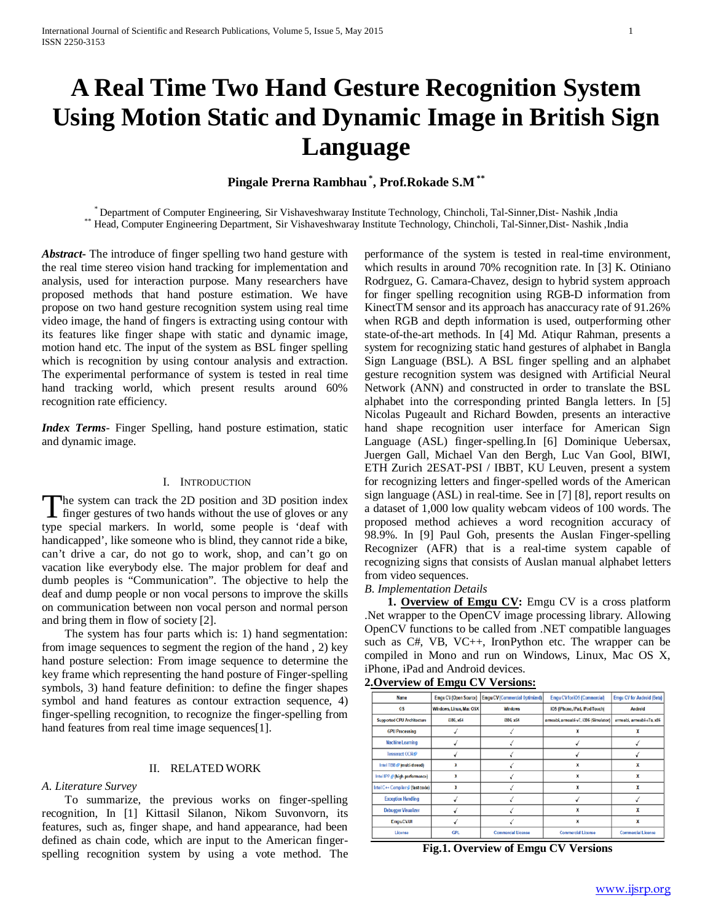# A Real Time Two Hand Gesture Recognition System Using Motion Static and Dynamic Image in British Sign Language

**Pingale Prerna Rambhau** [*], **Prof.Rokade S.M** [**]

[*] Department of Computer Engineering, Sir Vishaveshwaray Institute Technology, Chincholi, Tal-Sinner,Dist- Nashik ,India
[**] Head, Computer Engineering Department, Sir Vishaveshwaray Institute Technology, Chincholi, Tal-Sinner,Dist- Nashik ,India

***Abstract*-** The introduce of finger spelling two hand gesture with the real time stereo vision hand tracking for implementation and analysis, used for interaction purpose. Many researchers have proposed methods that hand posture estimation. We have propose on two hand gesture recognition system using real time video image, the hand of fingers is extracting using contour with its features like finger shape with static and dynamic image, motion hand etc. The input of the system as BSL finger spelling which is recognition by using contour analysis and extraction. The experimental performance of system is tested in real time hand tracking world, which present results around 60% recognition rate efficiency.

***Index Terms*-** Finger Spelling, hand posture estimation, static and dynamic image.

## I. Introduction

The system can track the 2D position and 3D position index finger gestures of two hands without the use of gloves or any type special markers. In world, some people is 'deaf with handicapped', like someone who is blind, they cannot ride a bike, can't drive a car, do not go to work, shop, and can't go on vacation like everybody else. The major problem for deaf and dumb peoples is "Communication". The objective to help the deaf and dump people or non vocal persons to improve the skills on communication between non vocal person and normal person and bring them in flow of society [2].

The system has four parts which is: 1) hand segmentation: from image sequences to segment the region of the hand , 2) key hand posture selection: From image sequence to determine the key frame which representing the hand posture of Finger-spelling symbols, 3) hand feature definition: to define the finger shapes symbol and hand features as contour extraction sequence, 4) finger-spelling recognition, to recognize the finger-spelling from hand features from real time image sequences[1].

## II. Related Work

### *A. Literature Survey*

To summarize, the previous works on finger-spelling recognition, In [1] Kittasil Silanon, Nikom Suvonvorn, its features, such as, finger shape, and hand appearance, had been defined as chain code, which are input to the American finger-spelling recognition system by using a vote method. The performance of the system is tested in real-time environment, which results in around 70% recognition rate. In [3] K. Otiniano Rodrguez, G. Camara-Chavez, design to hybrid system approach for finger spelling recognition using RGB-D information from KinectTM sensor and its approach has anaccuracy rate of 91.26% when RGB and depth information is used, outperforming other state-of-the-art methods. In [4] Md. Atiqur Rahman, presents a system for recognizing static hand gestures of alphabet in Bangla Sign Language (BSL). A BSL finger spelling and an alphabet gesture recognition system was designed with Artificial Neural Network (ANN) and constructed in order to translate the BSL alphabet into the corresponding printed Bangla letters. In [5] Nicolas Pugeault and Richard Bowden, presents an interactive hand shape recognition user interface for American Sign Language (ASL) finger-spelling.In [6] Dominique Uebersax, Juergen Gall, Michael Van den Bergh, Luc Van Gool, BIWI, ETH Zurich 2ESAT-PSI / IBBT, KU Leuven, present a system for recognizing letters and finger-spelled words of the American sign language (ASL) in real-time. See in [7] [8], report results on a dataset of 1,000 low quality webcam videos of 100 words. The proposed method achieves a word recognition accuracy of 98.9%. In [9] Paul Goh, presents the Auslan Finger-spelling Recognizer (AFR) that is a real-time system capable of recognizing signs that consists of Auslan manual alphabet letters from video sequences.

### *B. Implementation Details*

**1. Overview of Emgu CV:** Emgu CV is a cross platform .Net wrapper to the OpenCV image processing library. Allowing OpenCV functions to be called from .NET compatible languages such as C#, VB, VC++, IronPython etc. The wrapper can be compiled in Mono and run on Windows, Linux, Mac OS X, iPhone, iPad and Android devices.

**2.Overview of Emgu CV Versions:**

| Name | Emgu CV (Open Source) | Emgu CV (Commercial Optimized) | Emgu CV for iOS (Commercial) | Emgu CV for Android (Beta) |
|---|---|---|---|---|
| OS | Windows, Linux, Mac OSX | Windows | IOS (iPhone, iPad, iPod Touch) | Android |
| Supported CPU Architecture | i386, x64 | i386, x64 | armeabi, armeabi-v7, i386 (Simulator) | armeabi, armeabi-v7a, x86 |
| GPU Processing | ✓ | ✓ | x | x |
| Machine Learning | ✓ | ✓ | ✓ | ✓ |
| Tesseract OCR | ✓ | ✓ | ✓ | ✓ |
| Intel TBB (multi-thread) | x | ✓ | x | x |
| Intel IPP (high performance) | x | ✓ | x | x |
| Intel C++ Compiler (fast code) | x | ✓ | x | x |
| Exception Handling | ✓ | ✓ | ✓ | ✓ |
| Debugger Visualizer | ✓ | ✓ | x | x |
| Emgu.CV.UI | ✓ | ✓ | x | x |
| License | GPL | Commercial License | Commercial License | Commercial License |

**Fig.1. Overview of Emgu CV Versions**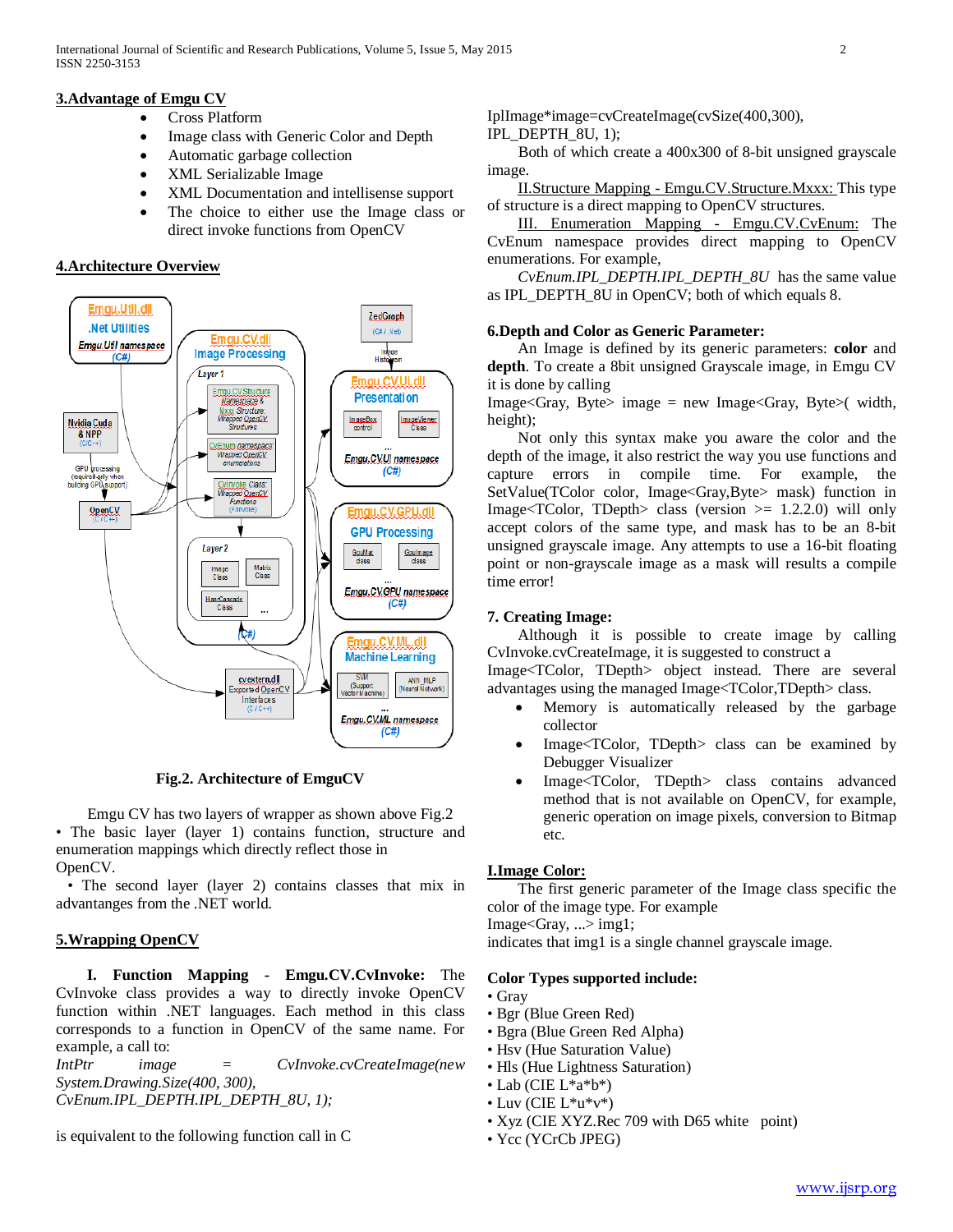## 3.Advantage of Emgu CV

- Cross Platform
- Image class with Generic Color and Depth
- Automatic garbage collection
- XML Serializable Image
- XML Documentation and intellisense support
- The choice to either use the Image class or direct invoke functions from OpenCV

## 4.Architecture Overview

**Fig.2. Architecture of EmguCV**

Emgu CV has two layers of wrapper as shown above Fig.2

• The basic layer (layer 1) contains function, structure and enumeration mappings which directly reflect those in OpenCV.

• The second layer (layer 2) contains classes that mix in advantanges from the .NET world.

## 5.Wrapping OpenCV

**I. Function Mapping - Emgu.CV.CvInvoke:** The CvInvoke class provides a way to directly invoke OpenCV function within .NET languages. Each method in this class corresponds to a function in OpenCV of the same name. For example, a call to:

*IntPtr image = CvInvoke.cvCreateImage(new System.Drawing.Size(400, 300), CvEnum.IPL_DEPTH.IPL_DEPTH_8U, 1);*

is equivalent to the following function call in C

IplImage*image=cvCreateImage(cvSize(400,300), IPL_DEPTH_8U, 1);

Both of which create a 400x300 of 8-bit unsigned grayscale image.

II.Structure Mapping - Emgu.CV.Structure.Mxxx: This type of structure is a direct mapping to OpenCV structures.

III. Enumeration Mapping - Emgu.CV.CvEnum: The CvEnum namespace provides direct mapping to OpenCV enumerations. For example,

*CvEnum.IPL_DEPTH.IPL_DEPTH_8U* has the same value as IPL_DEPTH_8U in OpenCV; both of which equals 8.

## 6.Depth and Color as Generic Parameter:

An Image is defined by its generic parameters: **color** and **depth**. To create a 8bit unsigned Grayscale image, in Emgu CV it is done by calling

Image<Gray, Byte> image = new Image<Gray, Byte>( width, height);

Not only this syntax make you aware the color and the depth of the image, it also restrict the way you use functions and capture errors in compile time. For example, the SetValue(TColor color, Image<Gray,Byte> mask) function in Image<TColor, TDepth> class (version >= 1.2.2.0) will only accept colors of the same type, and mask has to be an 8-bit unsigned grayscale image. Any attempts to use a 16-bit floating point or non-grayscale image as a mask will results a compile time error!

## 7. Creating Image:

Although it is possible to create image by calling CvInvoke.cvCreateImage, it is suggested to construct a Image<TColor, TDepth> object instead. There are several advantages using the managed Image<TColor,TDepth> class.

- Memory is automatically released by the garbage collector
- Image<TColor, TDepth> class can be examined by Debugger Visualizer
- Image<TColor, TDepth> class contains advanced method that is not available on OpenCV, for example, generic operation on image pixels, conversion to Bitmap etc.

## I.Image Color:

The first generic parameter of the Image class specific the color of the image type. For example

Image<Gray, ...> img1;

indicates that img1 is a single channel grayscale image.

**Color Types supported include:**

• Gray
• Bgr (Blue Green Red)
• Bgra (Blue Green Red Alpha)
• Hsv (Hue Saturation Value)
• Hls (Hue Lightness Saturation)
• Lab (CIE L*a*b*)
• Luv (CIE L*u*v*)
• Xyz (CIE XYZ.Rec 709 with D65 white point)
• Ycc (YCrCb JPEG)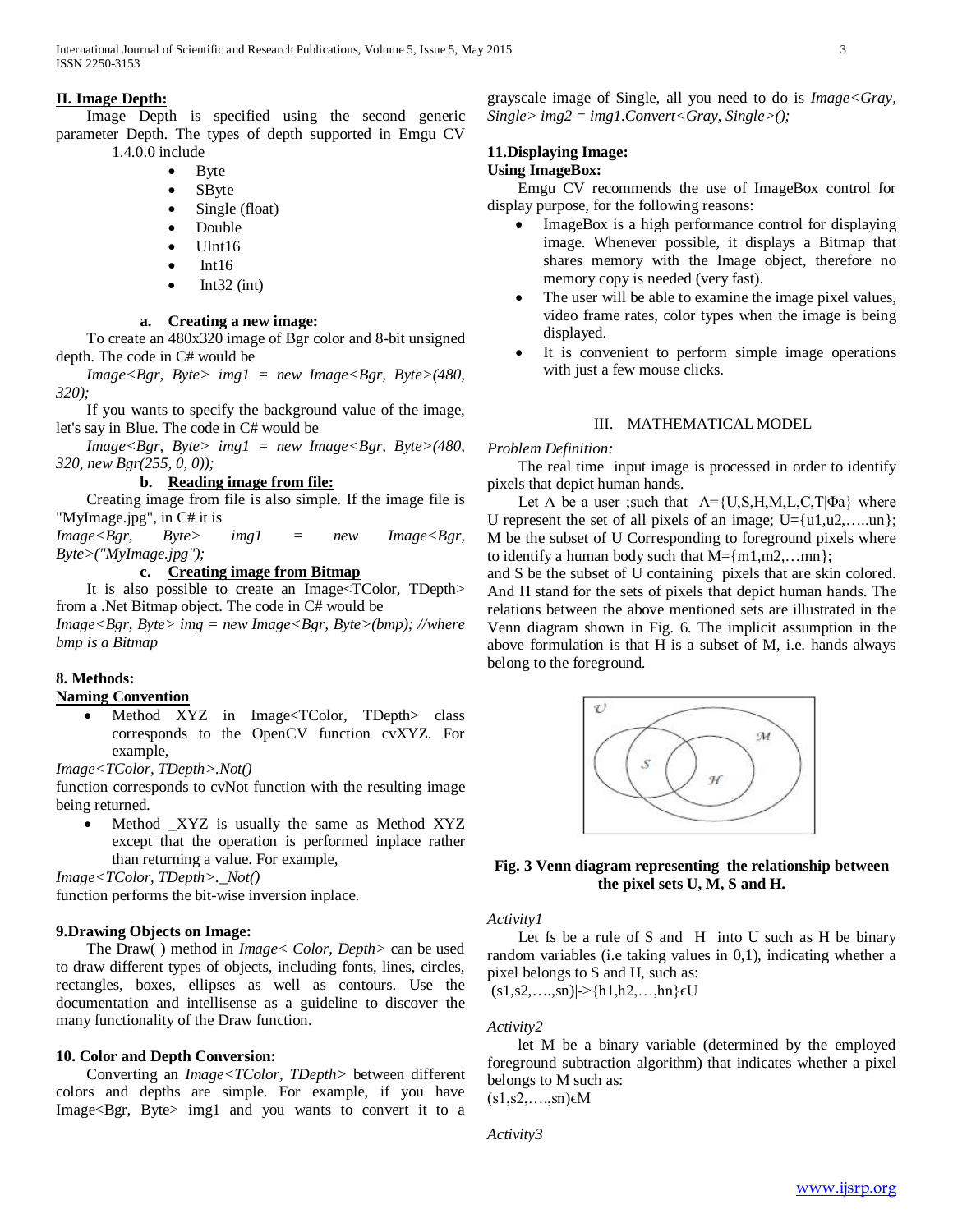## II. Image Depth:

Image Depth is specified using the second generic parameter Depth. The types of depth supported in Emgu CV 1.4.0.0 include

- Byte
- SByte
- Single (float)
- Double
- UInt16
- Int16
- Int32 (int)

### a. Creating a new image:

To create an 480x320 image of Bgr color and 8-bit unsigned depth. The code in C# would be

*Image<Bgr, Byte> img1 = new Image<Bgr, Byte>(480, 320);*

If you wants to specify the background value of the image, let's say in Blue. The code in C# would be

*Image<Bgr, Byte> img1 = new Image<Bgr, Byte>(480, 320, new Bgr(255, 0, 0));*

### b. Reading image from file:

Creating image from file is also simple. If the image file is "MyImage.jpg", in C# it is

*Image<Bgr, Byte> img1 = new Image<Bgr, Byte>("MyImage.jpg");*

### c. Creating image from Bitmap

It is also possible to create an Image<TColor, TDepth> from a .Net Bitmap object. The code in C# would be

*Image<Bgr, Byte> img = new Image<Bgr, Byte>(bmp); //where bmp is a Bitmap*

## 8. Methods:

**Naming Convention**

- Method XYZ in Image<TColor, TDepth> class corresponds to the OpenCV function cvXYZ. For example,

*Image<TColor, TDepth>.Not()*

function corresponds to cvNot function with the resulting image being returned.

- Method _XYZ is usually the same as Method XYZ except that the operation is performed inplace rather than returning a value. For example,

*Image<TColor, TDepth>._Not()*

function performs the bit-wise inversion inplace.

## 9.Drawing Objects on Image:

The Draw( ) method in *Image< Color, Depth>* can be used to draw different types of objects, including fonts, lines, circles, rectangles, boxes, ellipses as well as contours. Use the documentation and intellisense as a guideline to discover the many functionality of the Draw function.

## 10. Color and Depth Conversion:

Converting an *Image<TColor, TDepth>* between different colors and depths are simple. For example, if you have Image<Bgr, Byte> img1 and you wants to convert it to a grayscale image of Single, all you need to do is *Image<Gray, Single> img2 = img1.Convert<Gray, Single>();*

## 11.Displaying Image:

**Using ImageBox:**

Emgu CV recommends the use of ImageBox control for display purpose, for the following reasons:

- ImageBox is a high performance control for displaying image. Whenever possible, it displays a Bitmap that shares memory with the Image object, therefore no memory copy is needed (very fast).
- The user will be able to examine the image pixel values, video frame rates, color types when the image is being displayed.
- It is convenient to perform simple image operations with just a few mouse clicks.

# III. MATHEMATICAL MODEL

*Problem Definition:*

The real time input image is processed in order to identify pixels that depict human hands.

Let A be a user ;such that $A=\{U,S,H,M,L,C,T|\Phi a\}$ where U represent the set of all pixels of an image; $U=\{u1,u2,\ldots..un\}$; M be the subset of U Corresponding to foreground pixels where to identify a human body such that $M=\{m1,m2,\ldots mn\}$;

and S be the subset of U containing pixels that are skin colored. And H stand for the sets of pixels that depict human hands. The relations between the above mentioned sets are illustrated in the Venn diagram shown in Fig. 6. The implicit assumption in the above formulation is that H is a subset of M, i.e. hands always belong to the foreground.

**Fig. 3 Venn diagram representing the relationship between the pixel sets U, M, S and H.**

*Activity1*

Let fs be a rule of S and H into U such as H be binary random variables (i.e taking values in 0,1), indicating whether a pixel belongs to S and H, such as:

$(s1,s2,\ldots.,sn)|\text{->}\{h1,h2,\ldots,hn\}\epsilon U$

*Activity2*

let M be a binary variable (determined by the employed foreground subtraction algorithm) that indicates whether a pixel belongs to M such as:

$(s1,s2,\ldots.,sn)\epsilon M$

*Activity3*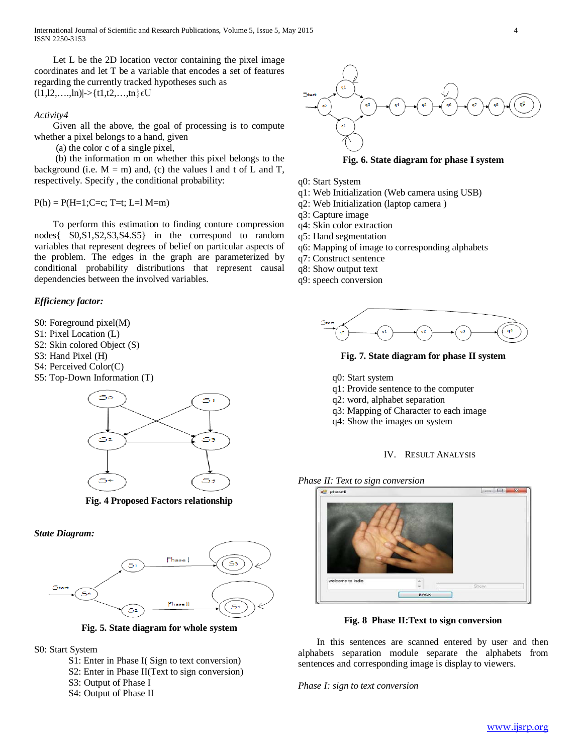Let L be the 2D location vector containing the pixel image coordinates and let T be a variable that encodes a set of features regarding the currently tracked hypotheses such as (l1,l2,….,ln)|->{t1,t2,…,tn}ϵU

*Activity4*

Given all the above, the goal of processing is to compute whether a pixel belongs to a hand, given

(a) the color c of a single pixel,

(b) the information m on whether this pixel belongs to the background (i.e. M = m) and, (c) the values l and t of L and T, respectively. Specify , the conditional probability:

$$P(h) = P(H=1;C=c;\ T=t;\ L=l\ M=m)$$

To perform this estimation to finding conture compression nodes{ S0,S1,S2,S3,S4.S5} in the correspond to random variables that represent degrees of belief on particular aspects of the problem. The edges in the graph are parameterized by conditional probability distributions that represent causal dependencies between the involved variables.

***Efficiency factor:***

S0: Foreground pixel(M)
S1: Pixel Location (L)
S2: Skin colored Object (S)
S3: Hand Pixel (H)
S4: Perceived Color(C)
S5: Top-Down Information (T)

**Fig. 4 Proposed Factors relationship**

***State Diagram:***

**Fig. 5. State diagram for whole system**

S0: Start System
S1: Enter in Phase I( Sign to text conversion)
S2: Enter in Phase II(Text to sign conversion)
S3: Output of Phase I
S4: Output of Phase II

**Fig. 6. State diagram for phase I system**

q0: Start System
q1: Web Initialization (Web camera using USB)
q2: Web Initialization (laptop camera )
q3: Capture image
q4: Skin color extraction
q5: Hand segmentation
q6: Mapping of image to corresponding alphabets
q7: Construct sentence
q8: Show output text
q9: speech conversion

**Fig. 7. State diagram for phase II system**

q0: Start system
q1: Provide sentence to the computer
q2: word, alphabet separation
q3: Mapping of Character to each image
q4: Show the images on system

## IV. Result Analysis

*Phase II: Text to sign conversion*

**Fig. 8 Phase II:Text to sign conversion**

In this sentences are scanned entered by user and then alphabets separation module separate the alphabets from sentences and corresponding image is display to viewers.

*Phase I: sign to text conversion*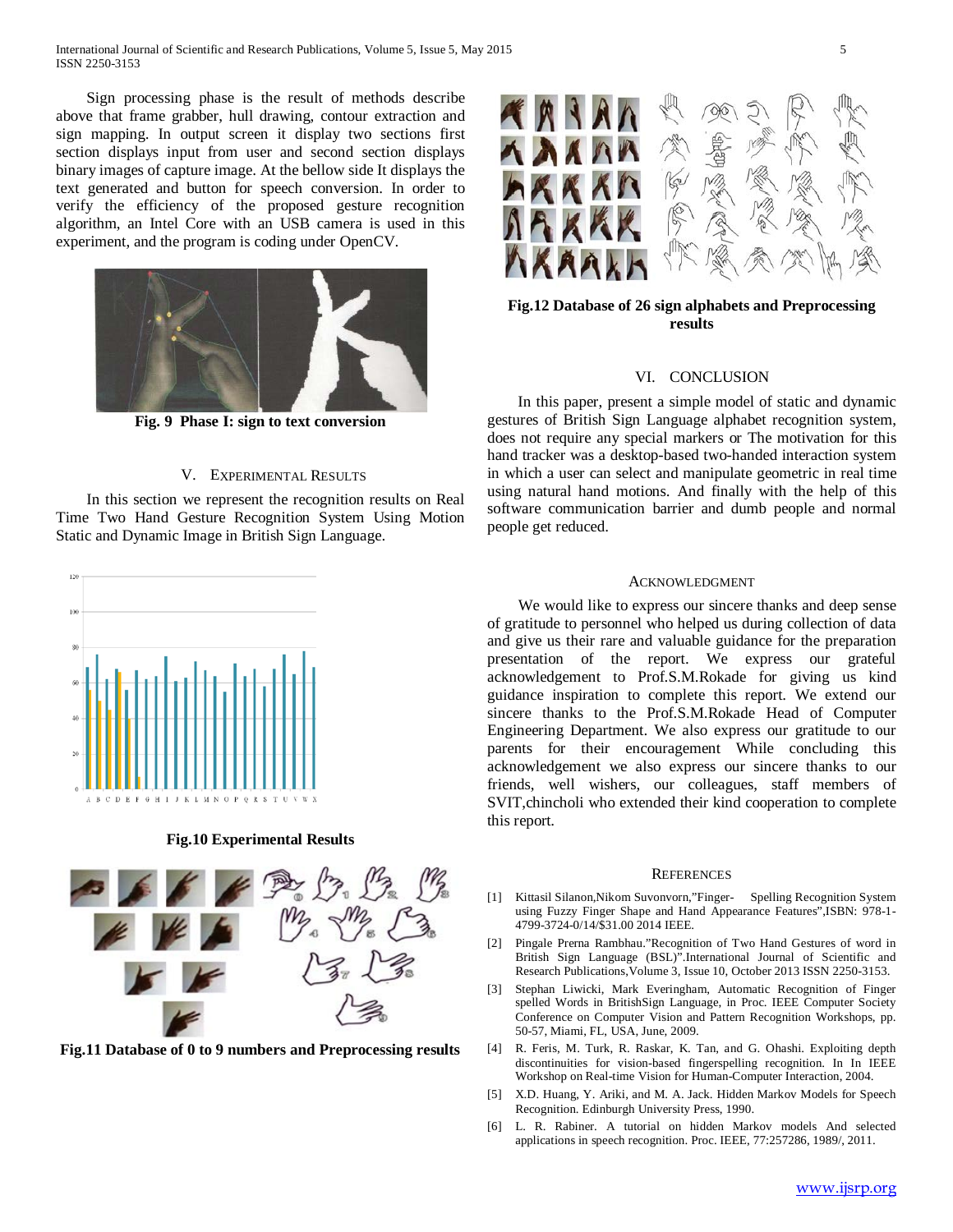Sign processing phase is the result of methods describe above that frame grabber, hull drawing, contour extraction and sign mapping. In output screen it display two sections first section displays input from user and second section displays binary images of capture image. At the bellow side It displays the text generated and button for speech conversion. In order to verify the efficiency of the proposed gesture recognition algorithm, an Intel Core with an USB camera is used in this experiment, and the program is coding under OpenCV.

**Fig. 9 Phase I: sign to text conversion**

## V. Experimental Results

In this section we represent the recognition results on Real Time Two Hand Gesture Recognition System Using Motion Static and Dynamic Image in British Sign Language.

**Fig.10 Experimental Results**

**Fig.11 Database of 0 to 9 numbers and Preprocessing results**

**Fig.12 Database of 26 sign alphabets and Preprocessing results**

## VI. Conclusion

In this paper, present a simple model of static and dynamic gestures of British Sign Language alphabet recognition system, does not require any special markers or The motivation for this hand tracker was a desktop-based two-handed interaction system in which a user can select and manipulate geometric in real time using natural hand motions. And finally with the help of this software communication barrier and dumb people and normal people get reduced.

## Acknowledgment

We would like to express our sincere thanks and deep sense of gratitude to personnel who helped us during collection of data and give us their rare and valuable guidance for the preparation presentation of the report. We express our grateful acknowledgement to Prof.S.M.Rokade for giving us kind guidance inspiration to complete this report. We extend our sincere thanks to the Prof.S.M.Rokade Head of Computer Engineering Department. We also express our gratitude to our parents for their encouragement While concluding this acknowledgement we also express our sincere thanks to our friends, well wishers, our colleagues, staff members of SVIT,chincholi who extended their kind cooperation to complete this report.

## References

[1] Kittasil Silanon,Nikom Suvonvorn,"Finger- Spelling Recognition System using Fuzzy Finger Shape and Hand Appearance Features",ISBN: 978-1-4799-3724-0/14/$31.00 2014 IEEE.

[2] Pingale Prerna Rambhau."Recognition of Two Hand Gestures of word in British Sign Language (BSL)".International Journal of Scientific and Research Publications,Volume 3, Issue 10, October 2013 ISSN 2250-3153.

[3] Stephan Liwicki, Mark Everingham, Automatic Recognition of Finger spelled Words in BritishSign Language, in Proc. IEEE Computer Society Conference on Computer Vision and Pattern Recognition Workshops, pp. 50-57, Miami, FL, USA, June, 2009.

[4] R. Feris, M. Turk, R. Raskar, K. Tan, and G. Ohashi. Exploiting depth discontinuities for vision-based fingerspelling recognition. In In IEEE Workshop on Real-time Vision for Human-Computer Interaction, 2004.

[5] X.D. Huang, Y. Ariki, and M. A. Jack. Hidden Markov Models for Speech Recognition. Edinburgh University Press, 1990.

[6] L. R. Rabiner. A tutorial on hidden Markov models And selected applications in speech recognition. Proc. IEEE, 77:257286, 1989/, 2011.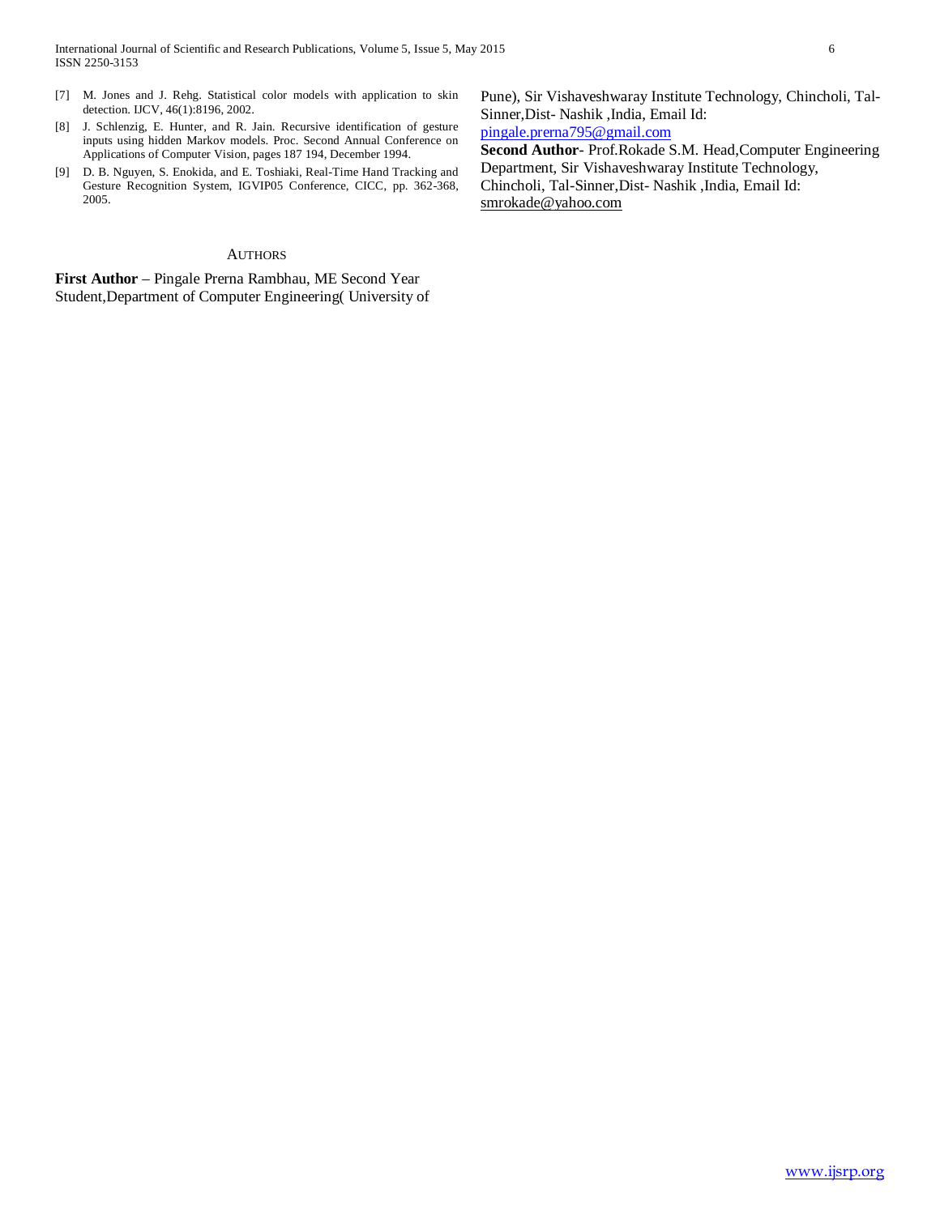[7] M. Jones and J. Rehg. Statistical color models with application to skin detection. IJCV, 46(1):8196, 2002.

[8] J. Schlenzig, E. Hunter, and R. Jain. Recursive identification of gesture inputs using hidden Markov models. Proc. Second Annual Conference on Applications of Computer Vision, pages 187 194, December 1994.

[9] D. B. Nguyen, S. Enokida, and E. Toshiaki, Real-Time Hand Tracking and Gesture Recognition System, IGVIP05 Conference, CICC, pp. 362-368, 2005.

## AUTHORS

**First Author** – Pingale Prerna Rambhau, ME Second Year Student,Department of Computer Engineering( University of Pune), Sir Vishaveshwaray Institute Technology, Chincholi, Tal-Sinner,Dist- Nashik ,India, Email Id: pingale.prerna795@gmail.com

**Second Author**- Prof.Rokade S.M. Head,Computer Engineering Department, Sir Vishaveshwaray Institute Technology, Chincholi, Tal-Sinner,Dist- Nashik ,India, Email Id: smrokade@yahoo.com